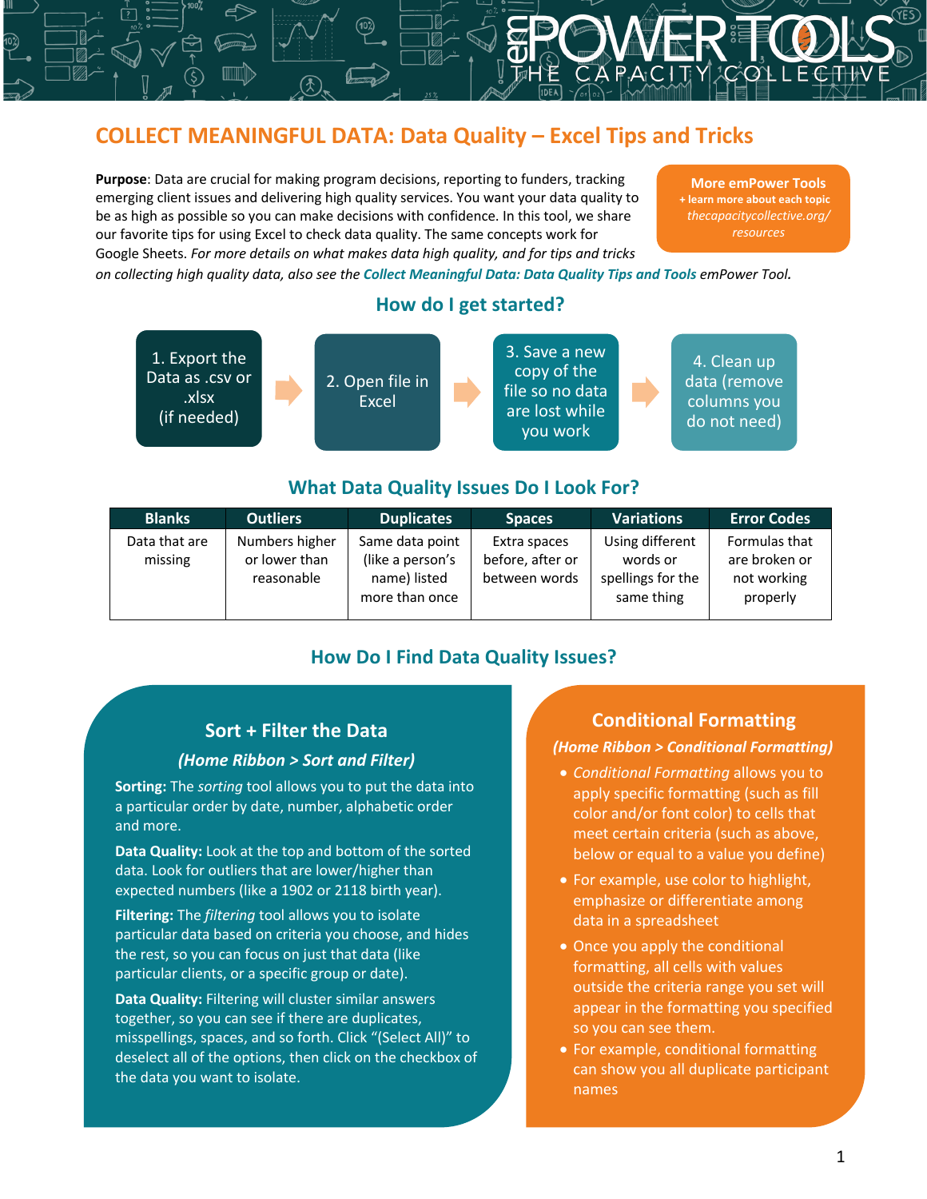## COLLECT MEANINGFUL DATA: Data Quality – Excel Tips and Tricks

**Purpose**: Data are crucial for making program decisions, reporting to funders, tracking emerging client issues and delivering high quality services. You want your data quality to be as high as possible so you can make decisions with confidence. In this tool, we share our favorite tips for using Excel to check data quality. The same concepts work for Google Sheets. *For more details on what makes data high quality, and for tips and tricks on collecting high quality data, also see the **Collect Meaningful Data: Data Quality Tips and Tools** emPower Tool.*

**More emPower Tools**
**+ learn more about each topic**
*thecapacitycollective.org/resources*

### How do I get started?

1. Export the Data as .csv or .xlsx (if needed)
2. Open file in Excel
3. Save a new copy of the file so no data are lost while you work
4. Clean up data (remove columns you do not need)

### What Data Quality Issues Do I Look For?

| Blanks | Outliers | Duplicates | Spaces | Variations | Error Codes |
|---|---|---|---|---|---|
| Data that are missing | Numbers higher or lower than reasonable | Same data point (like a person's name) listed more than once | Extra spaces before, after or between words | Using different words or spellings for the same thing | Formulas that are broken or not working properly |

### How Do I Find Data Quality Issues?

#### Sort + Filter the Data

***(Home Ribbon > Sort and Filter)***

**Sorting:** The *sorting* tool allows you to put the data into a particular order by date, number, alphabetic order and more.

**Data Quality:** Look at the top and bottom of the sorted data. Look for outliers that are lower/higher than expected numbers (like a 1902 or 2118 birth year).

**Filtering:** The *filtering* tool allows you to isolate particular data based on criteria you choose, and hides the rest, so you can focus on just that data (like particular clients, or a specific group or date).

**Data Quality:** Filtering will cluster similar answers together, so you can see if there are duplicates, misspellings, spaces, and so forth. Click "(Select All)" to deselect all of the options, then click on the checkbox of the data you want to isolate.

#### Conditional Formatting

***(Home Ribbon > Conditional Formatting)***

- *Conditional Formatting* allows you to apply specific formatting (such as fill color and/or font color) to cells that meet certain criteria (such as above, below or equal to a value you define)
- For example, use color to highlight, emphasize or differentiate among data in a spreadsheet
- Once you apply the conditional formatting, all cells with values outside the criteria range you set will appear in the formatting you specified so you can see them.
- For example, conditional formatting can show you all duplicate participant names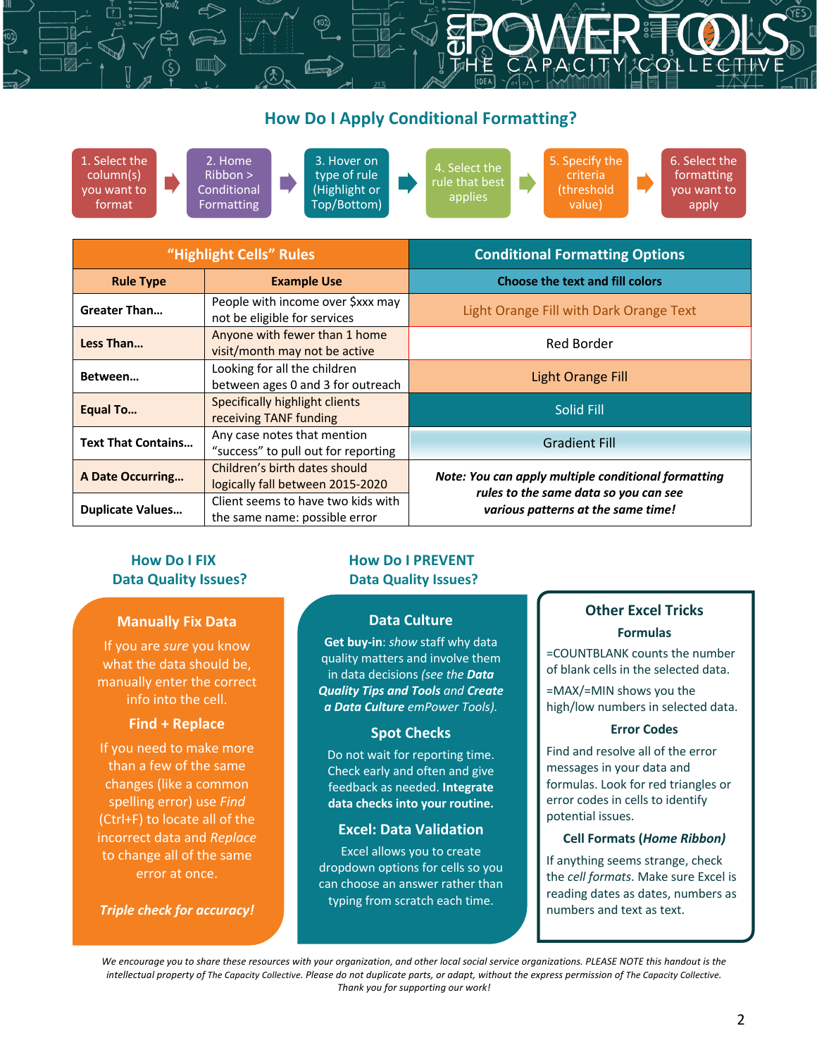## How Do I Apply Conditional Formatting?

1. Select the column(s) you want to format
2. Home Ribbon > Conditional Formatting
3. Hover on type of rule (Highlight or Top/Bottom)
4. Select the rule that best applies
5. Specify the criteria (threshold value)
6. Select the formatting you want to apply

| "Highlight Cells" Rules | | Conditional Formatting Options |
|---|---|---|
| **Rule Type** | **Example Use** | **Choose the text and fill colors** |
| **Greater Than…** | People with income over $xxx may not be eligible for services | Light Orange Fill with Dark Orange Text |
| **Less Than…** | Anyone with fewer than 1 home visit/month may not be active | Red Border |
| **Between…** | Looking for all the children between ages 0 and 3 for outreach | Light Orange Fill |
| **Equal To…** | Specifically highlight clients receiving TANF funding | Solid Fill |
| **Text That Contains…** | Any case notes that mention "success" to pull out for reporting | Gradient Fill |
| **A Date Occurring…** | Children's birth dates should logically fall between 2015-2020 | ***Note: You can apply multiple conditional formatting rules to the same data so you can see various patterns at the same time!*** |
| **Duplicate Values…** | Client seems to have two kids with the same name: possible error | |

## How Do I FIX Data Quality Issues?

### Manually Fix Data

If you are *sure* you know what the data should be, manually enter the correct info into the cell.

### Find + Replace

If you need to make more than a few of the same changes (like a common spelling error) use *Find* (Ctrl+F) to locate all of the incorrect data and *Replace* to change all of the same error at once.

***Triple check for accuracy!***

## How Do I PREVENT Data Quality Issues?

### Data Culture

**Get buy-in**: *show* staff why data quality matters and involve them in data decisions *(see the **Data Quality Tips and Tools** and **Create a Data Culture** emPower Tools).*

### Spot Checks

Do not wait for reporting time. Check early and often and give feedback as needed. **Integrate data checks into your routine.**

### Excel: Data Validation

Excel allows you to create dropdown options for cells so you can choose an answer rather than typing from scratch each time.

## Other Excel Tricks

### Formulas

=COUNTBLANK counts the number of blank cells in the selected data.

=MAX/=MIN shows you the high/low numbers in selected data.

### Error Codes

Find and resolve all of the error messages in your data and formulas. Look for red triangles or error codes in cells to identify potential issues.

### Cell Formats (*Home Ribbon)*

If anything seems strange, check the *cell formats*. Make sure Excel is reading dates as dates, numbers as numbers and text as text.

*We encourage you to share these resources with your organization, and other local social service organizations. PLEASE NOTE this handout is the intellectual property of The Capacity Collective. Please do not duplicate parts, or adapt, without the express permission of The Capacity Collective. Thank you for supporting our work!*